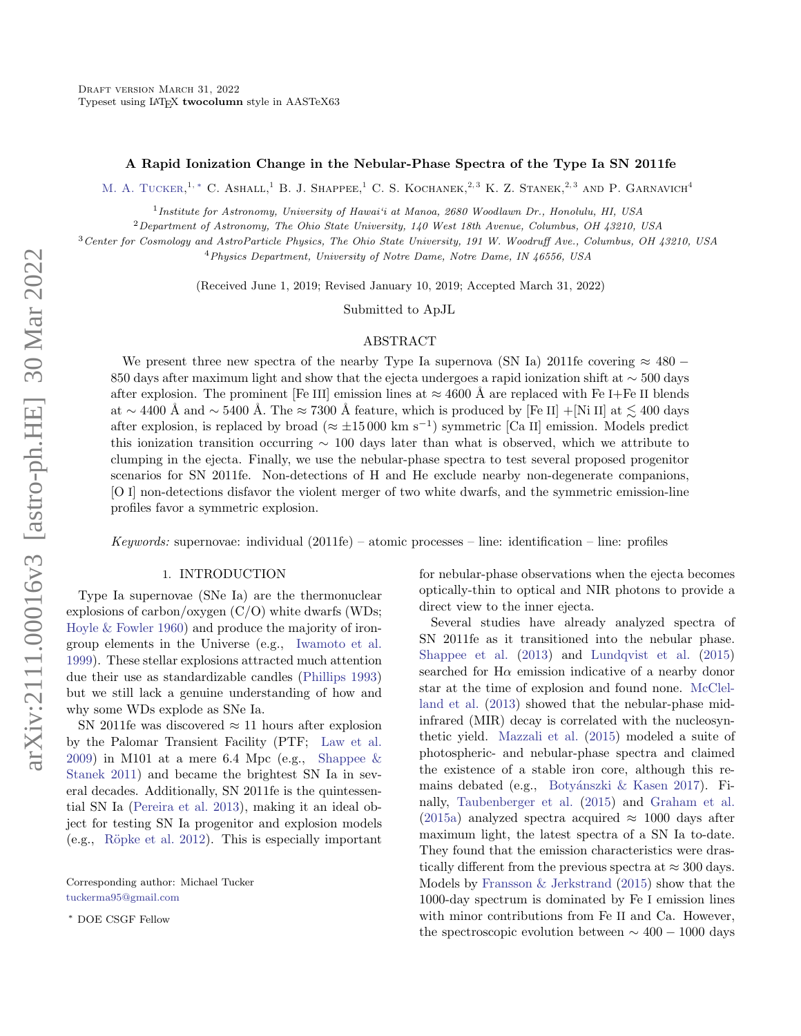Draft version March 31, 2022
Typeset using LaTeX **twocolumn** style in AASTeX63

# A Rapid Ionization Change in the Nebular-Phase Spectra of the Type Ia SN 2011fe

M. A. Tucker,[1,*] C. Ashall,[1] B. J. Shappee,[1] C. S. Kochanek,[2,3] K. Z. Stanek,[2,3] and P. Garnavich[4]

[1] Institute for Astronomy, University of Hawai'i at Manoa, 2680 Woodlawn Dr., Honolulu, HI, USA
[2] Department of Astronomy, The Ohio State University, 140 West 18th Avenue, Columbus, OH 43210, USA
[3] Center for Cosmology and AstroParticle Physics, The Ohio State University, 191 W. Woodruff Ave., Columbus, OH 43210, USA
[4] Physics Department, University of Notre Dame, Notre Dame, IN 46556, USA

(Received June 1, 2019; Revised January 10, 2019; Accepted March 31, 2022)

Submitted to ApJL

## ABSTRACT

We present three new spectra of the nearby Type Ia supernova (SN Ia) 2011fe covering $\approx 480-850$ days after maximum light and show that the ejecta undergoes a rapid ionization shift at $\sim 500$ days after explosion. The prominent [Fe III] emission lines at $\approx 4600$ Å are replaced with Fe I+Fe II blends at $\sim 4400$ Å and $\sim 5400$ Å. The $\approx 7300$ Å feature, which is produced by [Fe II] +[Ni II] at $\lesssim 400$ days after explosion, is replaced by broad ($\approx \pm 15\,000$ km s$^{-1}$) symmetric [Ca II] emission. Models predict this ionization transition occurring $\sim 100$ days later than what is observed, which we attribute to clumping in the ejecta. Finally, we use the nebular-phase spectra to test several proposed progenitor scenarios for SN 2011fe. Non-detections of H and He exclude nearby non-degenerate companions, [O I] non-detections disfavor the violent merger of two white dwarfs, and the symmetric emission-line profiles favor a symmetric explosion.

*Keywords:* supernovae: individual (2011fe) – atomic processes – line: identification – line: profiles

## 1. INTRODUCTION

Type Ia supernovae (SNe Ia) are the thermonuclear explosions of carbon/oxygen (C/O) white dwarfs (WDs; Hoyle & Fowler 1960) and produce the majority of iron-group elements in the Universe (e.g., Iwamoto et al. 1999). These stellar explosions attracted much attention due their use as standardizable candles (Phillips 1993) but we still lack a genuine understanding of how and why some WDs explode as SNe Ia.

SN 2011fe was discovered $\approx 11$ hours after explosion by the Palomar Transient Facility (PTF; Law et al. 2009) in M101 at a mere 6.4 Mpc (e.g., Shappee & Stanek 2011) and became the brightest SN Ia in several decades. Additionally, SN 2011fe is the quintessential SN Ia (Pereira et al. 2013), making it an ideal object for testing SN Ia progenitor and explosion models (e.g., Röpke et al. 2012). This is especially important for nebular-phase observations when the ejecta becomes optically-thin to optical and NIR photons to provide a direct view to the inner ejecta.

Several studies have already analyzed spectra of SN 2011fe as it transitioned into the nebular phase. Shappee et al. (2013) and Lundqvist et al. (2015) searched for Hα emission indicative of a nearby donor star at the time of explosion and found none. McClelland et al. (2013) showed that the nebular-phase mid-infrared (MIR) decay is correlated with the nucleosynthetic yield. Mazzali et al. (2015) modeled a suite of photospheric- and nebular-phase spectra and claimed the existence of a stable iron core, although this remains debated (e.g., Botyánszki & Kasen 2017). Finally, Taubenberger et al. (2015) and Graham et al. (2015a) analyzed spectra acquired $\approx 1000$ days after maximum light, the latest spectra of a SN Ia to-date. They found that the emission characteristics were drastically different from the previous spectra at $\approx 300$ days. Models by Fransson & Jerkstrand (2015) show that the 1000-day spectrum is dominated by Fe I emission lines with minor contributions from Fe II and Ca. However, the spectroscopic evolution between $\sim 400-1000$ days

Corresponding author: Michael Tucker
tuckerma95@gmail.com

* DOE CSGF Fellow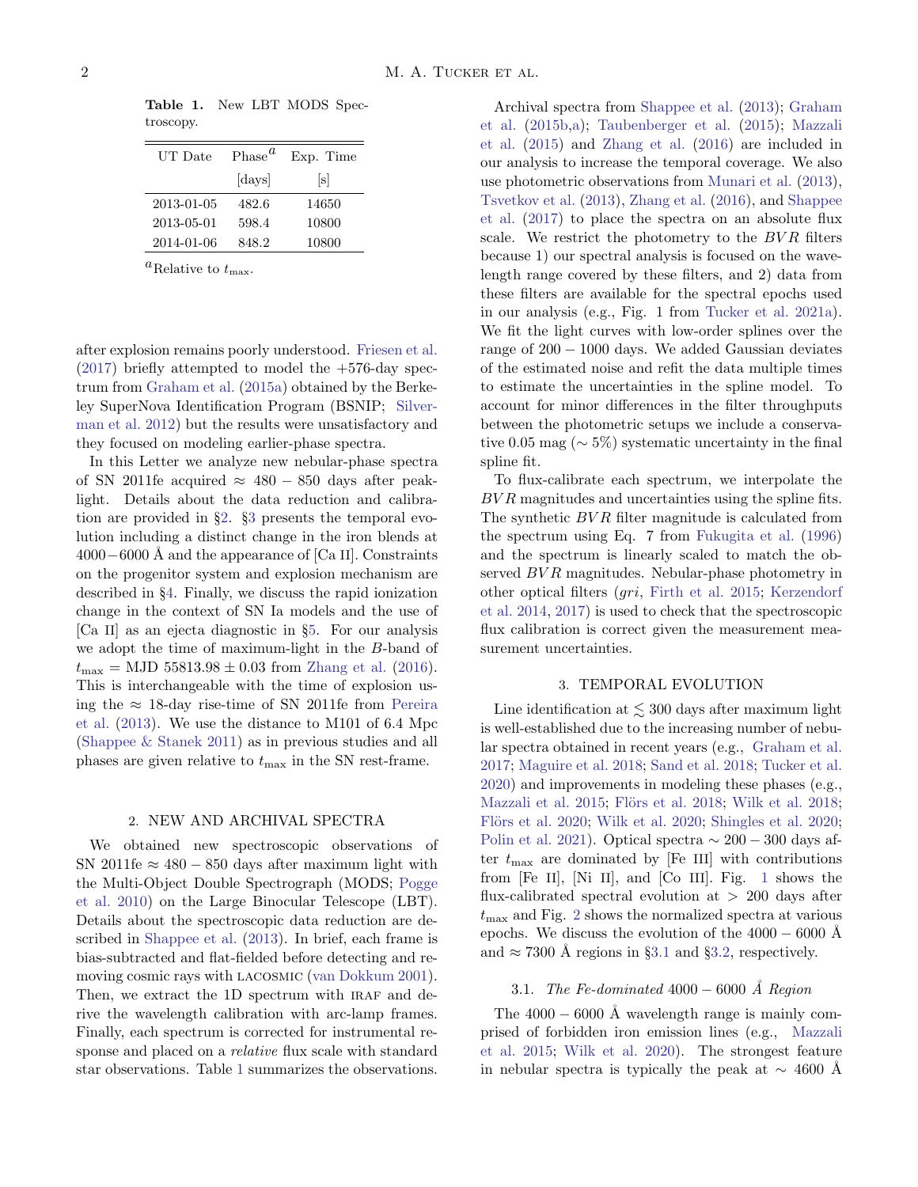**Table 1.** New LBT MODS Spectroscopy.

| UT Date | Phase[a] | Exp. Time |
|---|---|---|
| | [days] | [s] |
| 2013-01-05 | 482.6 | 14650 |
| 2013-05-01 | 598.4 | 10800 |
| 2014-01-06 | 848.2 | 10800 |

[a]Relative to $t_{\rm max}$.

after explosion remains poorly understood. Friesen et al. (2017) briefly attempted to model the +576-day spectrum from Graham et al. (2015a) obtained by the Berkeley SuperNova Identification Program (BSNIP; Silverman et al. 2012) but the results were unsatisfactory and they focused on modeling earlier-phase spectra.

In this Letter we analyze new nebular-phase spectra of SN 2011fe acquired $\approx 480 - 850$ days after peak-light. Details about the data reduction and calibration are provided in §2. §3 presents the temporal evolution including a distinct change in the iron blends at $4000 - 6000$ Å and the appearance of [Ca II]. Constraints on the progenitor system and explosion mechanism are described in §4. Finally, we discuss the rapid ionization change in the context of SN Ia models and the use of [Ca II] as an ejecta diagnostic in §5. For our analysis we adopt the time of maximum-light in the $B$-band of $t_{\rm max} = $ MJD $55813.98 \pm 0.03$ from Zhang et al. (2016). This is interchangeable with the time of explosion using the $\approx$ 18-day rise-time of SN 2011fe from Pereira et al. (2013). We use the distance to M101 of 6.4 Mpc (Shappee & Stanek 2011) as in previous studies and all phases are given relative to $t_{\rm max}$ in the SN rest-frame.

## 2. NEW AND ARCHIVAL SPECTRA

We obtained new spectroscopic observations of SN 2011fe $\approx 480 - 850$ days after maximum light with the Multi-Object Double Spectrograph (MODS; Pogge et al. 2010) on the Large Binocular Telescope (LBT). Details about the spectroscopic data reduction are described in Shappee et al. (2013). In brief, each frame is bias-subtracted and flat-fielded before detecting and removing cosmic rays with LACOSMIC (van Dokkum 2001). Then, we extract the 1D spectrum with IRAF and derive the wavelength calibration with arc-lamp frames. Finally, each spectrum is corrected for instrumental response and placed on a *relative* flux scale with standard star observations. Table 1 summarizes the observations.

Archival spectra from Shappee et al. (2013); Graham et al. (2015b,a); Taubenberger et al. (2015); Mazzali et al. (2015) and Zhang et al. (2016) are included in our analysis to increase the temporal coverage. We also use photometric observations from Munari et al. (2013), Tsvetkov et al. (2013), Zhang et al. (2016), and Shappee et al. (2017) to place the spectra on an absolute flux scale. We restrict the photometry to the $BVR$ filters because 1) our spectral analysis is focused on the wavelength range covered by these filters, and 2) data from these filters are available for the spectral epochs used in our analysis (e.g., Fig. 1 from Tucker et al. 2021a). We fit the light curves with low-order splines over the range of $200 - 1000$ days. We added Gaussian deviates of the estimated noise and refit the data multiple times to estimate the uncertainties in the spline model. To account for minor differences in the filter throughputs between the photometric setups we include a conservative 0.05 mag ($\sim 5\%$) systematic uncertainty in the final spline fit.

To flux-calibrate each spectrum, we interpolate the $BVR$ magnitudes and uncertainties using the spline fits. The synthetic $BVR$ filter magnitude is calculated from the spectrum using Eq. 7 from Fukugita et al. (1996) and the spectrum is linearly scaled to match the observed $BVR$ magnitudes. Nebular-phase photometry in other optical filters ($gri$, Firth et al. 2015; Kerzendorf et al. 2014, 2017) is used to check that the spectroscopic flux calibration is correct given the measurement measurement uncertainties.

## 3. TEMPORAL EVOLUTION

Line identification at $\lesssim 300$ days after maximum light is well-established due to the increasing number of nebular spectra obtained in recent years (e.g., Graham et al. 2017; Maguire et al. 2018; Sand et al. 2018; Tucker et al. 2020) and improvements in modeling these phases (e.g., Mazzali et al. 2015; Flörs et al. 2018; Wilk et al. 2018; Flörs et al. 2020; Wilk et al. 2020; Shingles et al. 2020; Polin et al. 2021). Optical spectra $\sim 200 - 300$ days after $t_{\rm max}$ are dominated by [Fe III] with contributions from [Fe II], [Ni II], and [Co III]. Fig. 1 shows the flux-calibrated spectral evolution at $> 200$ days after $t_{\rm max}$ and Fig. 2 shows the normalized spectra at various epochs. We discuss the evolution of the $4000 - 6000$ Å and $\approx 7300$ Å regions in §3.1 and §3.2, respectively.

### 3.1. *The Fe-dominated* $4000 - 6000$ *Å Region*

The $4000 - 6000$ Å wavelength range is mainly comprised of forbidden iron emission lines (e.g., Mazzali et al. 2015; Wilk et al. 2020). The strongest feature in nebular spectra is typically the peak at $\sim 4600$ Å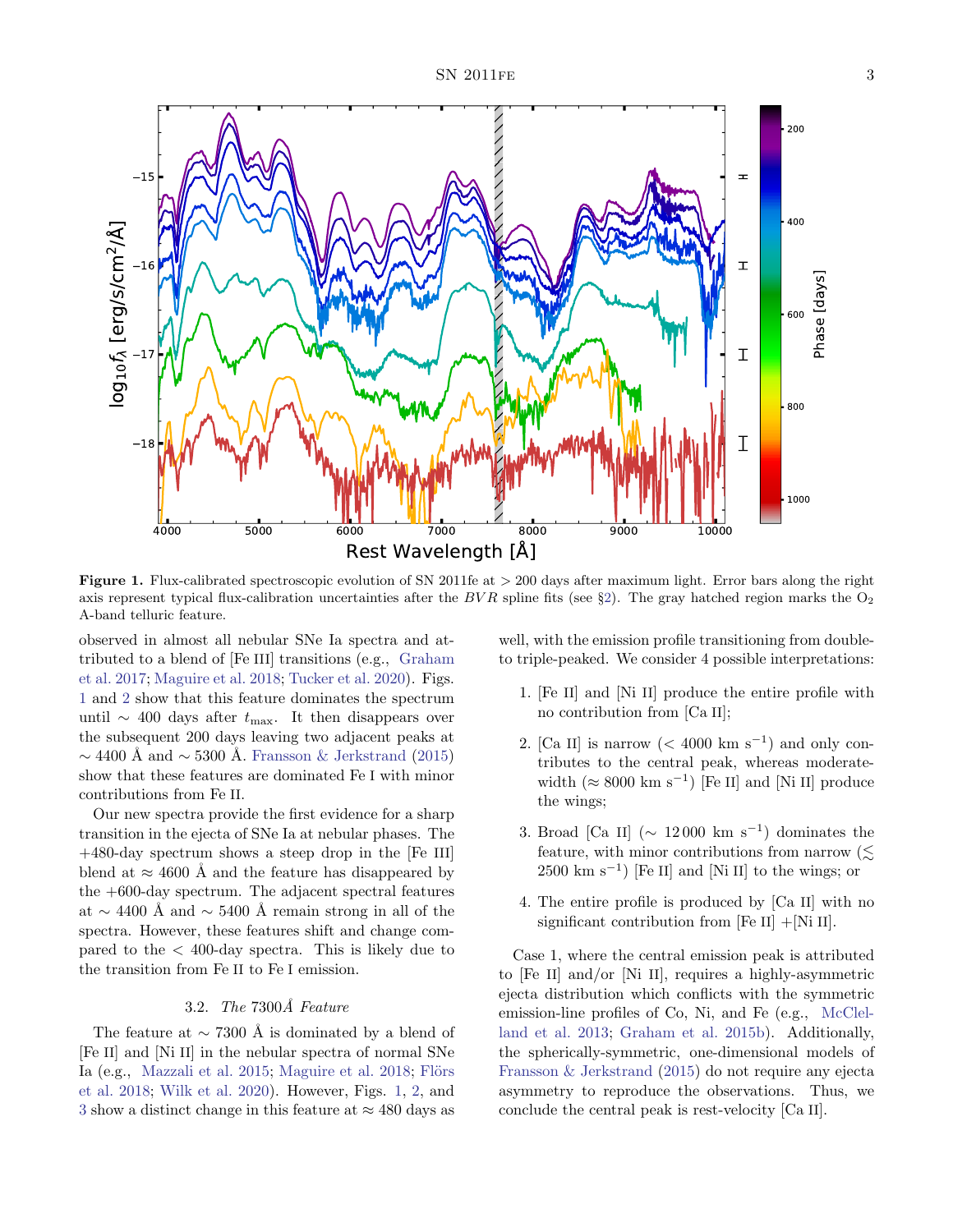**Figure 1.** Flux-calibrated spectroscopic evolution of SN 2011fe at > 200 days after maximum light. Error bars along the right axis represent typical flux-calibration uncertainties after the $BVR$ spline fits (see §2). The gray hatched region marks the $O_2$ A-band telluric feature.

observed in almost all nebular SNe Ia spectra and attributed to a blend of [Fe III] transitions (e.g., Graham et al. 2017; Maguire et al. 2018; Tucker et al. 2020). Figs. 1 and 2 show that this feature dominates the spectrum until $\sim$ 400 days after $t_{\rm max}$. It then disappears over the subsequent 200 days leaving two adjacent peaks at $\sim$ 4400 Å and $\sim$ 5300 Å. Fransson & Jerkstrand (2015) show that these features are dominated Fe I with minor contributions from Fe II.

Our new spectra provide the first evidence for a sharp transition in the ejecta of SNe Ia at nebular phases. The +480-day spectrum shows a steep drop in the [Fe III] blend at $\approx$ 4600 Å and the feature has disappeared by the +600-day spectrum. The adjacent spectral features at $\sim$ 4400 Å and $\sim$ 5400 Å remain strong in all of the spectra. However, these features shift and change compared to the < 400-day spectra. This is likely due to the transition from Fe II to Fe I emission.

### 3.2. *The 7300Å Feature*

The feature at $\sim$ 7300 Å is dominated by a blend of [Fe II] and [Ni II] in the nebular spectra of normal SNe Ia (e.g., Mazzali et al. 2015; Maguire et al. 2018; Flörs et al. 2018; Wilk et al. 2020). However, Figs. 1, 2, and 3 show a distinct change in this feature at $\approx$ 480 days as well, with the emission profile transitioning from double- to triple-peaked. We consider 4 possible interpretations:

1. [Fe II] and [Ni II] produce the entire profile with no contribution from [Ca II];
2. [Ca II] is narrow (< 4000 km s$^{-1}$) and only contributes to the central peak, whereas moderate-width ($\approx$ 8000 km s$^{-1}$) [Fe II] and [Ni II] produce the wings;
3. Broad [Ca II] ($\sim$ 12 000 km s$^{-1}$) dominates the feature, with minor contributions from narrow ($\lesssim$ 2500 km s$^{-1}$) [Fe II] and [Ni II] to the wings; or
4. The entire profile is produced by [Ca II] with no significant contribution from [Fe II] +[Ni II].

Case 1, where the central emission peak is attributed to [Fe II] and/or [Ni II], requires a highly-asymmetric ejecta distribution which conflicts with the symmetric emission-line profiles of Co, Ni, and Fe (e.g., McClelland et al. 2013; Graham et al. 2015b). Additionally, the spherically-symmetric, one-dimensional models of Fransson & Jerkstrand (2015) do not require any ejecta asymmetry to reproduce the observations. Thus, we conclude the central peak is rest-velocity [Ca II].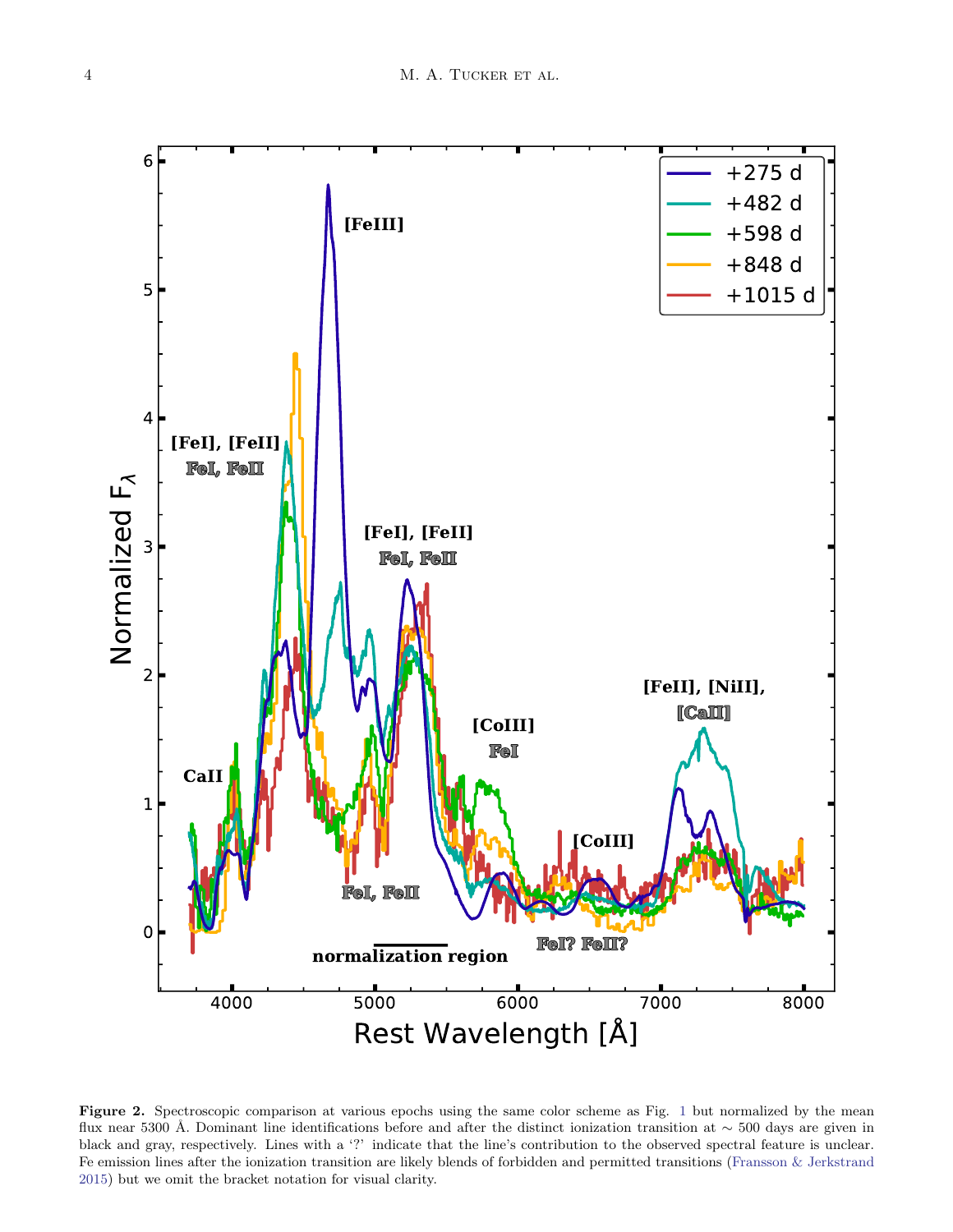**Figure 2.** Spectroscopic comparison at various epochs using the same color scheme as Fig. 1 but normalized by the mean flux near 5300 Å. Dominant line identifications before and after the distinct ionization transition at ∼ 500 days are given in black and gray, respectively. Lines with a '?' indicate that the line's contribution to the observed spectral feature is unclear. Fe emission lines after the ionization transition are likely blends of forbidden and permitted transitions (Fransson & Jerkstrand 2015) but we omit the bracket notation for visual clarity.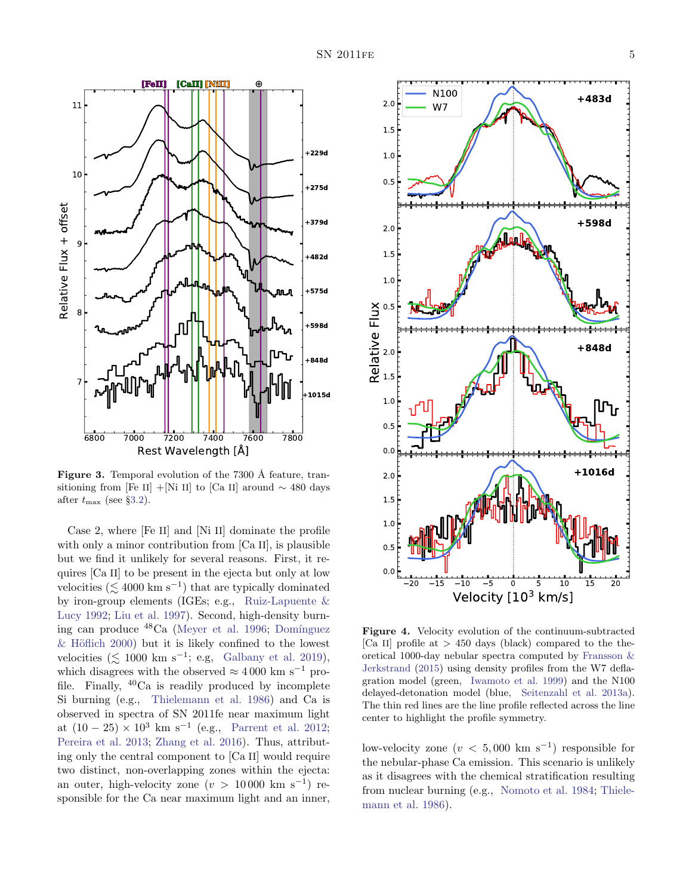**Figure 3.** Temporal evolution of the 7300 Å feature, transitioning from [Fe II] +[Ni II] to [Ca II] around ∼ 480 days after $t_{\rm max}$ (see §3.2).

**Figure 4.** Velocity evolution of the continuum-subtracted [Ca II] profile at > 450 days (black) compared to the theoretical 1000-day nebular spectra computed by Fransson & Jerkstrand (2015) using density profiles from the W7 deflagration model (green, Iwamoto et al. 1999) and the N100 delayed-detonation model (blue, Seitenzahl et al. 2013a). The thin red lines are the line profile reflected across the line center to highlight the profile symmetry.

Case 2, where [Fe II] and [Ni II] dominate the profile with only a minor contribution from [Ca II], is plausible but we find it unlikely for several reasons. First, it requires [Ca II] to be present in the ejecta but only at low velocities ($\lesssim 4000$ km s$^{-1}$) that are typically dominated by iron-group elements (IGEs; e.g., Ruiz-Lapuente & Lucy 1992; Liu et al. 1997). Second, high-density burning can produce $^{48}$Ca (Meyer et al. 1996; Domínguez & Höflich 2000) but it is likely confined to the lowest velocities ($\lesssim 1000$ km s$^{-1}$; e.g, Galbany et al. 2019), which disagrees with the observed $\approx 4\,000$ km s$^{-1}$ profile. Finally, $^{40}$Ca is readily produced by incomplete Si burning (e.g., Thielemann et al. 1986) and Ca is observed in spectra of SN 2011fe near maximum light at $(10-25)\times10^3$ km s$^{-1}$ (e.g., Parrent et al. 2012; Pereira et al. 2013; Zhang et al. 2016). Thus, attributing only the central component to [Ca II] would require two distinct, non-overlapping zones within the ejecta: an outer, high-velocity zone ($v > 10\,000$ km s$^{-1}$) responsible for the Ca near maximum light and an inner, low-velocity zone ($v < 5{,}000$ km s$^{-1}$) responsible for the nebular-phase Ca emission. This scenario is unlikely as it disagrees with the chemical stratification resulting from nuclear burning (e.g., Nomoto et al. 1984; Thielemann et al. 1986).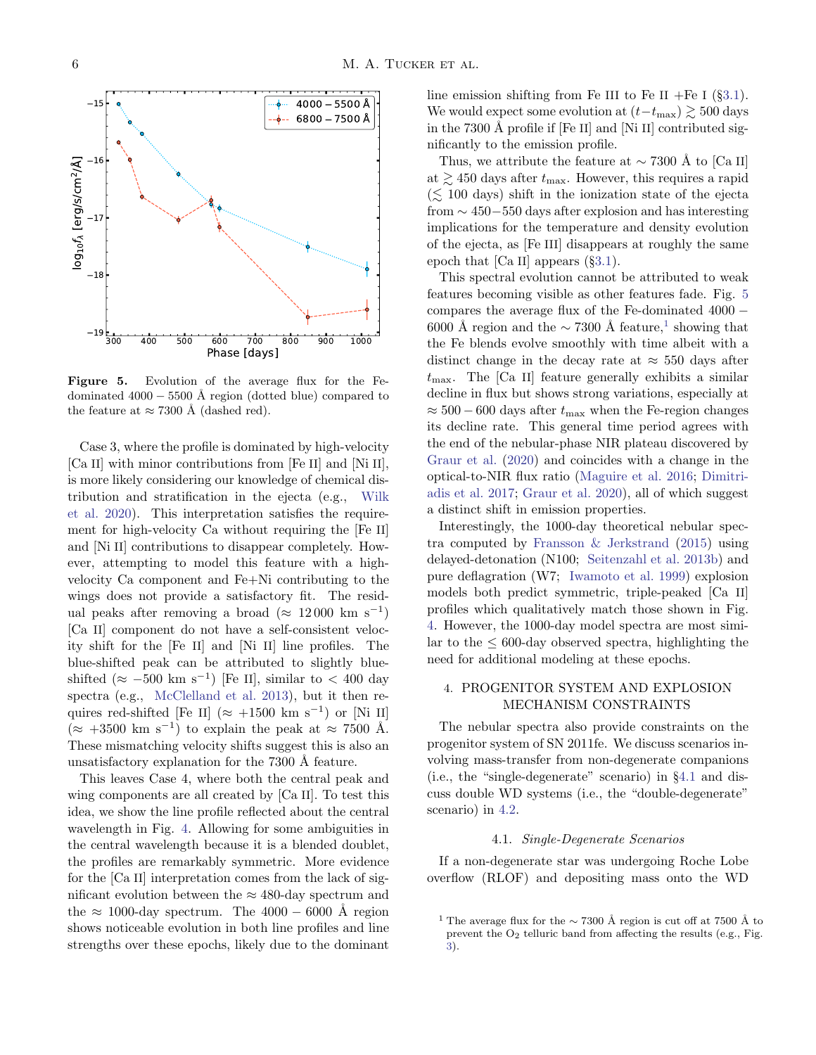**Figure 5.** Evolution of the average flux for the Fe-dominated $4000-5500$ Å region (dotted blue) compared to the feature at $\approx 7300$ Å (dashed red).

Case 3, where the profile is dominated by high-velocity [Ca II] with minor contributions from [Fe II] and [Ni II], is more likely considering our knowledge of chemical distribution and stratification in the ejecta (e.g., Wilk et al. 2020). This interpretation satisfies the requirement for high-velocity Ca without requiring the [Fe II] and [Ni II] contributions to disappear completely. However, attempting to model this feature with a high-velocity Ca component and Fe+Ni contributing to the wings does not provide a satisfactory fit. The residual peaks after removing a broad ($\approx 12\,000$ km s$^{-1}$) [Ca II] component do not have a self-consistent velocity shift for the [Fe II] and [Ni II] line profiles. The blue-shifted peak can be attributed to slightly blue-shifted ($\approx -500$ km s$^{-1}$) [Fe II], similar to $< 400$ day spectra (e.g., McClelland et al. 2013), but it then requires red-shifted [Fe II] ($\approx +1500$ km s$^{-1}$) or [Ni II] ($\approx +3500$ km s$^{-1}$) to explain the peak at $\approx 7500$ Å. These mismatching velocity shifts suggest this is also an unsatisfactory explanation for the 7300 Å feature.

This leaves Case 4, where both the central peak and wing components are all created by [Ca II]. To test this idea, we show the line profile reflected about the central wavelength in Fig. 4. Allowing for some ambiguities in the central wavelength because it is a blended doublet, the profiles are remarkably symmetric. More evidence for the [Ca II] interpretation comes from the lack of significant evolution between the $\approx 480$-day spectrum and the $\approx 1000$-day spectrum. The $4000-6000$ Å region shows noticeable evolution in both line profiles and line strengths over these epochs, likely due to the dominant line emission shifting from Fe III to Fe II +Fe I (§3.1). We would expect some evolution at $(t-t_{\rm max}) \gtrsim 500$ days in the 7300 Å profile if [Fe II] and [Ni II] contributed significantly to the emission profile.

Thus, we attribute the feature at $\sim 7300$ Å to [Ca II] at $\gtrsim 450$ days after $t_{\rm max}$. However, this requires a rapid ($\lesssim 100$ days) shift in the ionization state of the ejecta from $\sim 450-550$ days after explosion and has interesting implications for the temperature and density evolution of the ejecta, as [Fe III] disappears at roughly the same epoch that [Ca II] appears (§3.1).

This spectral evolution cannot be attributed to weak features becoming visible as other features fade. Fig. 5 compares the average flux of the Fe-dominated $4000-6000$ Å region and the $\sim 7300$ Å feature,[1] showing that the Fe blends evolve smoothly with time albeit with a distinct change in the decay rate at $\approx 550$ days after $t_{\rm max}$. The [Ca II] feature generally exhibits a similar decline in flux but shows strong variations, especially at $\approx 500-600$ days after $t_{\rm max}$ when the Fe-region changes its decline rate. This general time period agrees with the end of the nebular-phase NIR plateau discovered by Graur et al. (2020) and coincides with a change in the optical-to-NIR flux ratio (Maguire et al. 2016; Dimitriadis et al. 2017; Graur et al. 2020), all of which suggest a distinct shift in emission properties.

Interestingly, the 1000-day theoretical nebular spectra computed by Fransson & Jerkstrand (2015) using delayed-detonation (N100; Seitenzahl et al. 2013b) and pure deflagration (W7; Iwamoto et al. 1999) explosion models both predict symmetric, triple-peaked [Ca II] profiles which qualitatively match those shown in Fig. 4. However, the 1000-day model spectra are most similar to the $\leq 600$-day observed spectra, highlighting the need for additional modeling at these epochs.

## 4. PROGENITOR SYSTEM AND EXPLOSION MECHANISM CONSTRAINTS

The nebular spectra also provide constraints on the progenitor system of SN 2011fe. We discuss scenarios involving mass-transfer from non-degenerate companions (i.e., the "single-degenerate" scenario) in §4.1 and discuss double WD systems (i.e., the "double-degenerate" scenario) in 4.2.

### 4.1. *Single-Degenerate Scenarios*

If a non-degenerate star was undergoing Roche Lobe overflow (RLOF) and depositing mass onto the WD

[1] The average flux for the $\sim 7300$ Å region is cut off at 7500 Å to prevent the $O_2$ telluric band from affecting the results (e.g., Fig. 3).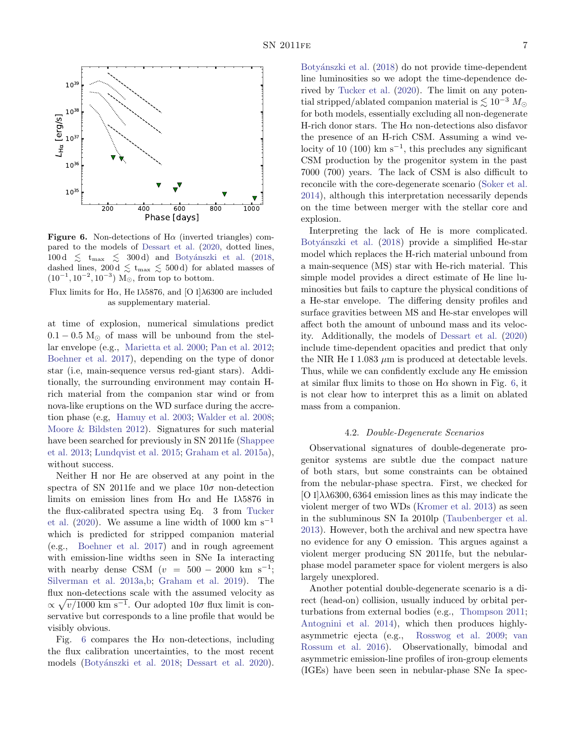**Figure 6.** Non-detections of Hα (inverted triangles) compared to the models of Dessart et al. (2020, dotted lines, $100\,\mathrm{d} \lesssim t_{\max} \lesssim 300\,\mathrm{d}$) and Botyánszki et al. (2018, dashed lines, $200\,\mathrm{d} \lesssim t_{\max} \lesssim 500\,\mathrm{d}$) for ablated masses of $(10^{-1}, 10^{-2}, 10^{-3})$ $M_\odot$, from top to bottom.

Flux limits for Hα, He I λ5876, and [O I]λ6300 are included as supplementary material.

at time of explosion, numerical simulations predict $0.1-0.5$ $M_\odot$ of mass will be unbound from the stellar envelope (e.g., Marietta et al. 2000; Pan et al. 2012; Boehner et al. 2017), depending on the type of donor star (i.e, main-sequence versus red-giant stars). Additionally, the surrounding environment may contain H-rich material from the companion star wind or from nova-like eruptions on the WD surface during the accretion phase (e.g, Hamuy et al. 2003; Walder et al. 2008; Moore & Bildsten 2012). Signatures for such material have been searched for previously in SN 2011fe (Shappee et al. 2013; Lundqvist et al. 2015; Graham et al. 2015a), without success.

Neither H nor He are observed at any point in the spectra of SN 2011fe and we place $10\sigma$ non-detection limits on emission lines from Hα and He Iλ5876 in the flux-calibrated spectra using Eq. 3 from Tucker et al. (2020). We assume a line width of 1000 km $\mathrm{s}^{-1}$ which is predicted for stripped companion material (e.g., Boehner et al. 2017) and in rough agreement with emission-line widths seen in SNe Ia interacting with nearby dense CSM ($v = 500-2000$ km $\mathrm{s}^{-1}$; Silverman et al. 2013a,b; Graham et al. 2019). The flux non-detections scale with the assumed velocity as $\propto \sqrt{v/1000\ \mathrm{km\ s^{-1}}}$. Our adopted $10\sigma$ flux limit is conservative but corresponds to a line profile that would be visibly obvious.

Fig. 6 compares the Hα non-detections, including the flux calibration uncertainties, to the most recent models (Botyánszki et al. 2018; Dessart et al. 2020). Botyánszki et al. (2018) do not provide time-dependent line luminosities so we adopt the time-dependence derived by Tucker et al. (2020). The limit on any potential stripped/ablated companion material is $\lesssim 10^{-3}$ $M_\odot$ for both models, essentially excluding all non-degenerate H-rich donor stars. The Hα non-detections also disfavor the presence of an H-rich CSM. Assuming a wind velocity of 10 (100) km $\mathrm{s}^{-1}$, this precludes any significant CSM production by the progenitor system in the past 7000 (700) years. The lack of CSM is also difficult to reconcile with the core-degenerate scenario (Soker et al. 2014), although this interpretation necessarily depends on the time between merger with the stellar core and explosion.

Interpreting the lack of He is more complicated. Botyánszki et al. (2018) provide a simplified He-star model which replaces the H-rich material unbound from a main-sequence (MS) star with He-rich material. This simple model provides a direct estimate of He line luminosities but fails to capture the physical conditions of a He-star envelope. The differing density profiles and surface gravities between MS and He-star envelopes will affect both the amount of unbound mass and its velocity. Additionally, the models of Dessart et al. (2020) include time-dependent opacities and predict that only the NIR He I 1.083 $\mu$m is produced at detectable levels. Thus, while we can confidently exclude any He emission at similar flux limits to those on Hα shown in Fig. 6, it is not clear how to interpret this as a limit on ablated mass from a companion.

### 4.2. *Double-Degenerate Scenarios*

Observational signatures of double-degenerate progenitor systems are subtle due the compact nature of both stars, but some constraints can be obtained from the nebular-phase spectra. First, we checked for [O I]λλ6300, 6364 emission lines as this may indicate the violent merger of two WDs (Kromer et al. 2013) as seen in the subluminous SN Ia 2010lp (Taubenberger et al. 2013). However, both the archival and new spectra have no evidence for any O emission. This argues against a violent merger producing SN 2011fe, but the nebular-phase model parameter space for violent mergers is also largely unexplored.

Another potential double-degenerate scenario is a direct (head-on) collision, usually induced by orbital perturbations from external bodies (e.g., Thompson 2011; Antognini et al. 2014), which then produces highly-asymmetric ejecta (e.g., Rosswog et al. 2009; van Rossum et al. 2016). Observationally, bimodal and asymmetric emission-line profiles of iron-group elements (IGEs) have been seen in nebular-phase SNe Ia spec-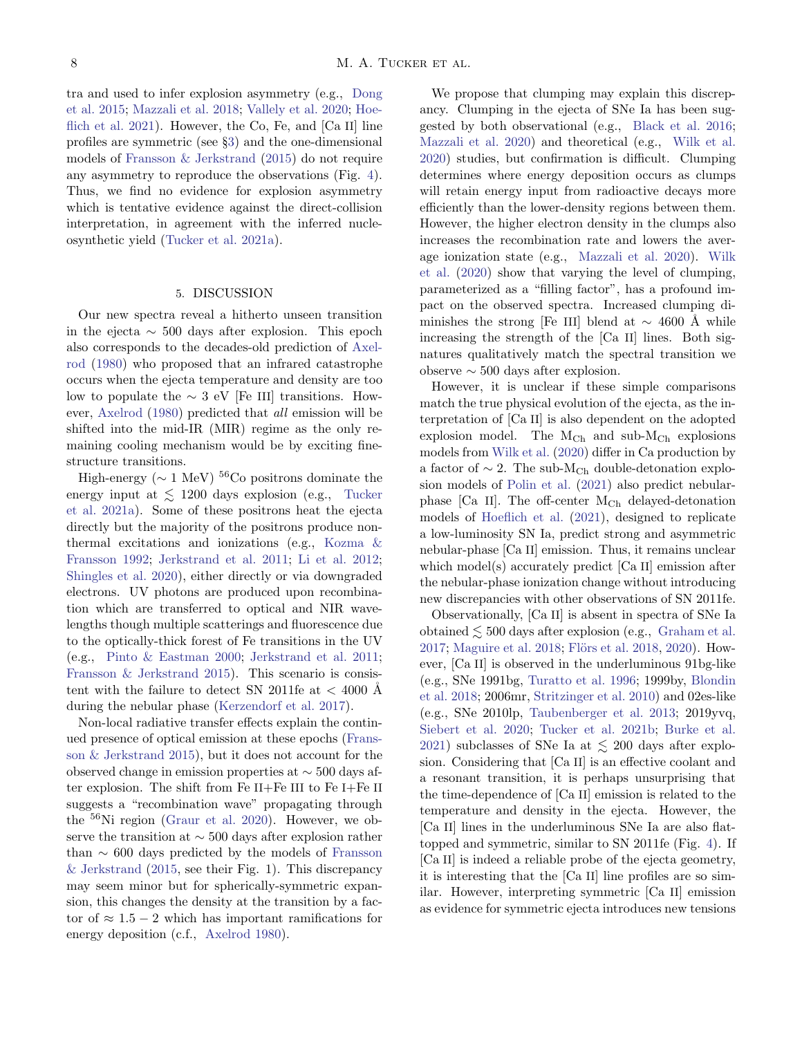tra and used to infer explosion asymmetry (e.g., Dong et al. 2015; Mazzali et al. 2018; Vallely et al. 2020; Hoeflich et al. 2021). However, the Co, Fe, and [Ca II] line profiles are symmetric (see §3) and the one-dimensional models of Fransson & Jerkstrand (2015) do not require any asymmetry to reproduce the observations (Fig. 4). Thus, we find no evidence for explosion asymmetry which is tentative evidence against the direct-collision interpretation, in agreement with the inferred nucleosynthetic yield (Tucker et al. 2021a).

## 5. DISCUSSION

Our new spectra reveal a hitherto unseen transition in the ejecta $\sim 500$ days after explosion. This epoch also corresponds to the decades-old prediction of Axelrod (1980) who proposed that an infrared catastrophe occurs when the ejecta temperature and density are too low to populate the $\sim 3$ eV [Fe III] transitions. However, Axelrod (1980) predicted that *all* emission will be shifted into the mid-IR (MIR) regime as the only remaining cooling mechanism would be by exciting fine-structure transitions.

High-energy ($\sim 1$ MeV) $^{56}$Co positrons dominate the energy input at $\lesssim 1200$ days explosion (e.g., Tucker et al. 2021a). Some of these positrons heat the ejecta directly but the majority of the positrons produce non-thermal excitations and ionizations (e.g., Kozma & Fransson 1992; Jerkstrand et al. 2011; Li et al. 2012; Shingles et al. 2020), either directly or via downgraded electrons. UV photons are produced upon recombination which are transferred to optical and NIR wavelengths though multiple scatterings and fluorescence due to the optically-thick forest of Fe transitions in the UV (e.g., Pinto & Eastman 2000; Jerkstrand et al. 2011; Fransson & Jerkstrand 2015). This scenario is consistent with the failure to detect SN 2011fe at $< 4000$ Å during the nebular phase (Kerzendorf et al. 2017).

Non-local radiative transfer effects explain the continued presence of optical emission at these epochs (Fransson & Jerkstrand 2015), but it does not account for the observed change in emission properties at $\sim 500$ days after explosion. The shift from Fe II+Fe III to Fe I+Fe II suggests a "recombination wave" propagating through the $^{56}$Ni region (Graur et al. 2020). However, we observe the transition at $\sim 500$ days after explosion rather than $\sim 600$ days predicted by the models of Fransson & Jerkstrand (2015, see their Fig. 1). This discrepancy may seem minor but for spherically-symmetric expansion, this changes the density at the transition by a factor of $\approx 1.5 - 2$ which has important ramifications for energy deposition (c.f., Axelrod 1980).

We propose that clumping may explain this discrepancy. Clumping in the ejecta of SNe Ia has been suggested by both observational (e.g., Black et al. 2016; Mazzali et al. 2020) and theoretical (e.g., Wilk et al. 2020) studies, but confirmation is difficult. Clumping determines where energy deposition occurs as clumps will retain energy input from radioactive decays more efficiently than the lower-density regions between them. However, the higher electron density in the clumps also increases the recombination rate and lowers the average ionization state (e.g., Mazzali et al. 2020). Wilk et al. (2020) show that varying the level of clumping, parameterized as a "filling factor", has a profound impact on the observed spectra. Increased clumping diminishes the strong [Fe III] blend at $\sim 4600$ Å while increasing the strength of the [Ca II] lines. Both signatures qualitatively match the spectral transition we observe $\sim 500$ days after explosion.

However, it is unclear if these simple comparisons match the true physical evolution of the ejecta, as the interpretation of [Ca II] is also dependent on the adopted explosion model. The $M_{Ch}$ and sub-$M_{Ch}$ explosions models from Wilk et al. (2020) differ in Ca production by a factor of $\sim 2$. The sub-$M_{Ch}$ double-detonation explosion models of Polin et al. (2021) also predict nebular-phase [Ca II]. The off-center $M_{Ch}$ delayed-detonation models of Hoeflich et al. (2021), designed to replicate a low-luminosity SN Ia, predict strong and asymmetric nebular-phase [Ca II] emission. Thus, it remains unclear which model(s) accurately predict [Ca II] emission after the nebular-phase ionization change without introducing new discrepancies with other observations of SN 2011fe.

Observationally, [Ca II] is absent in spectra of SNe Ia obtained $\lesssim 500$ days after explosion (e.g., Graham et al. 2017; Maguire et al. 2018; Flörs et al. 2018, 2020). However, [Ca II] is observed in the underluminous 91bg-like (e.g., SNe 1991bg, Turatto et al. 1996; 1999by, Blondin et al. 2018; 2006mr, Stritzinger et al. 2010) and 02es-like (e.g., SNe 2010lp, Taubenberger et al. 2013; 2019yvq, Siebert et al. 2020; Tucker et al. 2021b; Burke et al. 2021) subclasses of SNe Ia at $\lesssim 200$ days after explosion. Considering that [Ca II] is an effective coolant and a resonant transition, it is perhaps unsurprising that the time-dependence of [Ca II] emission is related to the temperature and density in the ejecta. However, the [Ca II] lines in the underluminous SNe Ia are also flat-topped and symmetric, similar to SN 2011fe (Fig. 4). If [Ca II] is indeed a reliable probe of the ejecta geometry, it is interesting that the [Ca II] line profiles are so similar. However, interpreting symmetric [Ca II] emission as evidence for symmetric ejecta introduces new tensions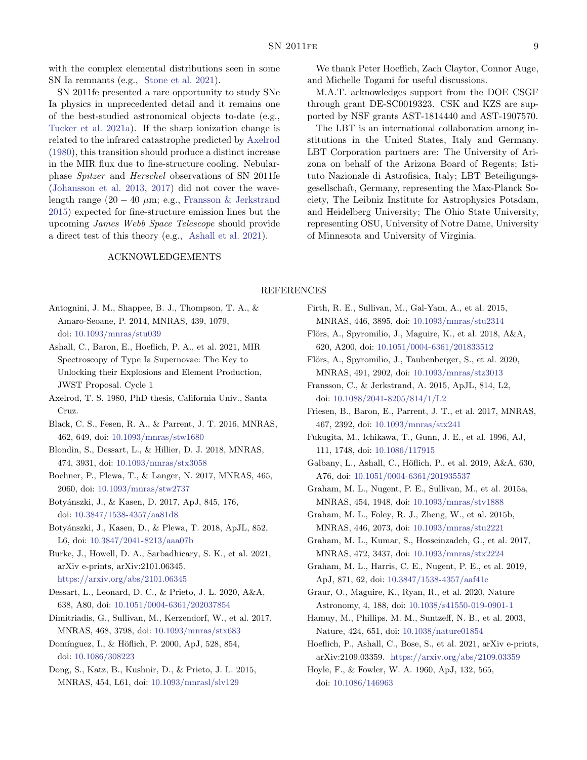with the complex elemental distributions seen in some SN Ia remnants (e.g., Stone et al. 2021).

SN 2011fe presented a rare opportunity to study SNe Ia physics in unprecedented detail and it remains one of the best-studied astronomical objects to-date (e.g., Tucker et al. 2021a). If the sharp ionization change is related to the infrared catastrophe predicted by Axelrod (1980), this transition should produce a distinct increase in the MIR flux due to fine-structure cooling. Nebular-phase *Spitzer* and *Herschel* observations of SN 2011fe (Johansson et al. 2013, 2017) did not cover the wavelength range ($20 - 40$ $\mu$m; e.g., Fransson & Jerkstrand 2015) expected for fine-structure emission lines but the upcoming *James Webb Space Telescope* should provide a direct test of this theory (e.g., Ashall et al. 2021).

## ACKNOWLEDGEMENTS

We thank Peter Hoeflich, Zach Claytor, Connor Auge, and Michelle Togami for useful discussions.

M.A.T. acknowledges support from the DOE CSGF through grant DE-SC0019323. CSK and KZS are supported by NSF grants AST-1814440 and AST-1907570.

The LBT is an international collaboration among institutions in the United States, Italy and Germany. LBT Corporation partners are: The University of Arizona on behalf of the Arizona Board of Regents; Istituto Nazionale di Astrofisica, Italy; LBT Beteiligungsgesellschaft, Germany, representing the Max-Planck Society, The Leibniz Institute for Astrophysics Potsdam, and Heidelberg University; The Ohio State University, representing OSU, University of Notre Dame, University of Minnesota and University of Virginia.

## REFERENCES

Antognini, J. M., Shappee, B. J., Thompson, T. A., & Amaro-Seoane, P. 2014, MNRAS, 439, 1079, doi: 10.1093/mnras/stu039

Ashall, C., Baron, E., Hoeflich, P. A., et al. 2021, MIR Spectroscopy of Type Ia Supernovae: The Key to Unlocking their Explosions and Element Production, JWST Proposal. Cycle 1

Axelrod, T. S. 1980, PhD thesis, California Univ., Santa Cruz.

Black, C. S., Fesen, R. A., & Parrent, J. T. 2016, MNRAS, 462, 649, doi: 10.1093/mnras/stw1680

Blondin, S., Dessart, L., & Hillier, D. J. 2018, MNRAS, 474, 3931, doi: 10.1093/mnras/stx3058

Boehner, P., Plewa, T., & Langer, N. 2017, MNRAS, 465, 2060, doi: 10.1093/mnras/stw2737

Botyánszki, J., & Kasen, D. 2017, ApJ, 845, 176, doi: 10.3847/1538-4357/aa81d8

Botyánszki, J., Kasen, D., & Plewa, T. 2018, ApJL, 852, L6, doi: 10.3847/2041-8213/aaa07b

Burke, J., Howell, D. A., Sarbadhicary, S. K., et al. 2021, arXiv e-prints, arXiv:2101.06345. https://arxiv.org/abs/2101.06345

Dessart, L., Leonard, D. C., & Prieto, J. L. 2020, A&A, 638, A80, doi: 10.1051/0004-6361/202037854

Dimitriadis, G., Sullivan, M., Kerzendorf, W., et al. 2017, MNRAS, 468, 3798, doi: 10.1093/mnras/stx683

Domínguez, I., & Höflich, P. 2000, ApJ, 528, 854, doi: 10.1086/308223

Dong, S., Katz, B., Kushnir, D., & Prieto, J. L. 2015, MNRAS, 454, L61, doi: 10.1093/mnrasl/slv129

Firth, R. E., Sullivan, M., Gal-Yam, A., et al. 2015, MNRAS, 446, 3895, doi: 10.1093/mnras/stu2314

Flörs, A., Spyromilio, J., Maguire, K., et al. 2018, A&A, 620, A200, doi: 10.1051/0004-6361/201833512

Flörs, A., Spyromilio, J., Taubenberger, S., et al. 2020, MNRAS, 491, 2902, doi: 10.1093/mnras/stz3013

Fransson, C., & Jerkstrand, A. 2015, ApJL, 814, L2, doi: 10.1088/2041-8205/814/1/L2

Friesen, B., Baron, E., Parrent, J. T., et al. 2017, MNRAS, 467, 2392, doi: 10.1093/mnras/stx241

Fukugita, M., Ichikawa, T., Gunn, J. E., et al. 1996, AJ, 111, 1748, doi: 10.1086/117915

Galbany, L., Ashall, C., Höflich, P., et al. 2019, A&A, 630, A76, doi: 10.1051/0004-6361/201935537

Graham, M. L., Nugent, P. E., Sullivan, M., et al. 2015a, MNRAS, 454, 1948, doi: 10.1093/mnras/stv1888

Graham, M. L., Foley, R. J., Zheng, W., et al. 2015b, MNRAS, 446, 2073, doi: 10.1093/mnras/stu2221

Graham, M. L., Kumar, S., Hosseinzadeh, G., et al. 2017, MNRAS, 472, 3437, doi: 10.1093/mnras/stx2224

Graham, M. L., Harris, C. E., Nugent, P. E., et al. 2019, ApJ, 871, 62, doi: 10.3847/1538-4357/aaf41e

Graur, O., Maguire, K., Ryan, R., et al. 2020, Nature Astronomy, 4, 188, doi: 10.1038/s41550-019-0901-1

Hamuy, M., Phillips, M. M., Suntzeff, N. B., et al. 2003, Nature, 424, 651, doi: 10.1038/nature01854

Hoeflich, P., Ashall, C., Bose, S., et al. 2021, arXiv e-prints, arXiv:2109.03359. https://arxiv.org/abs/2109.03359

Hoyle, F., & Fowler, W. A. 1960, ApJ, 132, 565, doi: 10.1086/146963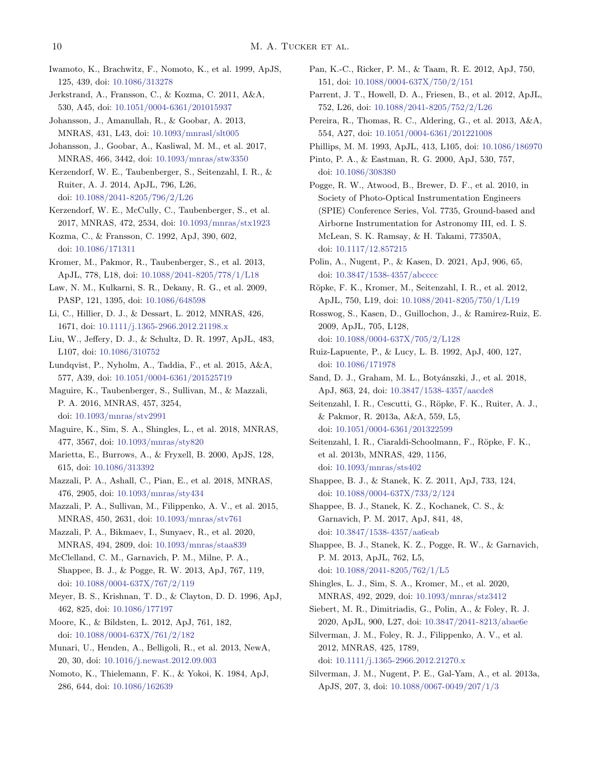Iwamoto, K., Brachwitz, F., Nomoto, K., et al. 1999, ApJS, 125, 439, doi: 10.1086/313278

Jerkstrand, A., Fransson, C., & Kozma, C. 2011, A&A, 530, A45, doi: 10.1051/0004-6361/201015937

Johansson, J., Amanullah, R., & Goobar, A. 2013, MNRAS, 431, L43, doi: 10.1093/mnrasl/slt005

Johansson, J., Goobar, A., Kasliwal, M. M., et al. 2017, MNRAS, 466, 3442, doi: 10.1093/mnras/stw3350

Kerzendorf, W. E., Taubenberger, S., Seitenzahl, I. R., & Ruiter, A. J. 2014, ApJL, 796, L26, doi: 10.1088/2041-8205/796/2/L26

Kerzendorf, W. E., McCully, C., Taubenberger, S., et al. 2017, MNRAS, 472, 2534, doi: 10.1093/mnras/stx1923

Kozma, C., & Fransson, C. 1992, ApJ, 390, 602, doi: 10.1086/171311

Kromer, M., Pakmor, R., Taubenberger, S., et al. 2013, ApJL, 778, L18, doi: 10.1088/2041-8205/778/1/L18

Law, N. M., Kulkarni, S. R., Dekany, R. G., et al. 2009, PASP, 121, 1395, doi: 10.1086/648598

Li, C., Hillier, D. J., & Dessart, L. 2012, MNRAS, 426, 1671, doi: 10.1111/j.1365-2966.2012.21198.x

Liu, W., Jeffery, D. J., & Schultz, D. R. 1997, ApJL, 483, L107, doi: 10.1086/310752

Lundqvist, P., Nyholm, A., Taddia, F., et al. 2015, A&A, 577, A39, doi: 10.1051/0004-6361/201525719

Maguire, K., Taubenberger, S., Sullivan, M., & Mazzali, P. A. 2016, MNRAS, 457, 3254, doi: 10.1093/mnras/stv2991

Maguire, K., Sim, S. A., Shingles, L., et al. 2018, MNRAS, 477, 3567, doi: 10.1093/mnras/sty820

Marietta, E., Burrows, A., & Fryxell, B. 2000, ApJS, 128, 615, doi: 10.1086/313392

Mazzali, P. A., Ashall, C., Pian, E., et al. 2018, MNRAS, 476, 2905, doi: 10.1093/mnras/sty434

Mazzali, P. A., Sullivan, M., Filippenko, A. V., et al. 2015, MNRAS, 450, 2631, doi: 10.1093/mnras/stv761

Mazzali, P. A., Bikmaev, I., Sunyaev, R., et al. 2020, MNRAS, 494, 2809, doi: 10.1093/mnras/staa839

McClelland, C. M., Garnavich, P. M., Milne, P. A., Shappee, B. J., & Pogge, R. W. 2013, ApJ, 767, 119, doi: 10.1088/0004-637X/767/2/119

Meyer, B. S., Krishnan, T. D., & Clayton, D. D. 1996, ApJ, 462, 825, doi: 10.1086/177197

Moore, K., & Bildsten, L. 2012, ApJ, 761, 182, doi: 10.1088/0004-637X/761/2/182

Munari, U., Henden, A., Belligoli, R., et al. 2013, NewA, 20, 30, doi: 10.1016/j.newast.2012.09.003

Nomoto, K., Thielemann, F. K., & Yokoi, K. 1984, ApJ, 286, 644, doi: 10.1086/162639

Pan, K.-C., Ricker, P. M., & Taam, R. E. 2012, ApJ, 750, 151, doi: 10.1088/0004-637X/750/2/151

Parrent, J. T., Howell, D. A., Friesen, B., et al. 2012, ApJL, 752, L26, doi: 10.1088/2041-8205/752/2/L26

Pereira, R., Thomas, R. C., Aldering, G., et al. 2013, A&A, 554, A27, doi: 10.1051/0004-6361/201221008

Phillips, M. M. 1993, ApJL, 413, L105, doi: 10.1086/186970

Pinto, P. A., & Eastman, R. G. 2000, ApJ, 530, 757, doi: 10.1086/308380

Pogge, R. W., Atwood, B., Brewer, D. F., et al. 2010, in Society of Photo-Optical Instrumentation Engineers (SPIE) Conference Series, Vol. 7735, Ground-based and Airborne Instrumentation for Astronomy III, ed. I. S. McLean, S. K. Ramsay, & H. Takami, 77350A, doi: 10.1117/12.857215

Polin, A., Nugent, P., & Kasen, D. 2021, ApJ, 906, 65, doi: 10.3847/1538-4357/abcccc

Röpke, F. K., Kromer, M., Seitenzahl, I. R., et al. 2012, ApJL, 750, L19, doi: 10.1088/2041-8205/750/1/L19

Rosswog, S., Kasen, D., Guillochon, J., & Ramirez-Ruiz, E. 2009, ApJL, 705, L128, doi: 10.1088/0004-637X/705/2/L128

Ruiz-Lapuente, P., & Lucy, L. B. 1992, ApJ, 400, 127, doi: 10.1086/171978

Sand, D. J., Graham, M. L., Botyánszki, J., et al. 2018, ApJ, 863, 24, doi: 10.3847/1538-4357/aacde8

Seitenzahl, I. R., Cescutti, G., Röpke, F. K., Ruiter, A. J., & Pakmor, R. 2013a, A&A, 559, L5, doi: 10.1051/0004-6361/201322599

Seitenzahl, I. R., Ciaraldi-Schoolmann, F., Röpke, F. K., et al. 2013b, MNRAS, 429, 1156, doi: 10.1093/mnras/sts402

Shappee, B. J., & Stanek, K. Z. 2011, ApJ, 733, 124, doi: 10.1088/0004-637X/733/2/124

Shappee, B. J., Stanek, K. Z., Kochanek, C. S., & Garnavich, P. M. 2017, ApJ, 841, 48, doi: 10.3847/1538-4357/aa6eab

Shappee, B. J., Stanek, K. Z., Pogge, R. W., & Garnavich, P. M. 2013, ApJL, 762, L5, doi: 10.1088/2041-8205/762/1/L5

Shingles, L. J., Sim, S. A., Kromer, M., et al. 2020, MNRAS, 492, 2029, doi: 10.1093/mnras/stz3412

Siebert, M. R., Dimitriadis, G., Polin, A., & Foley, R. J. 2020, ApJL, 900, L27, doi: 10.3847/2041-8213/abae6e

Silverman, J. M., Foley, R. J., Filippenko, A. V., et al. 2012, MNRAS, 425, 1789, doi: 10.1111/j.1365-2966.2012.21270.x

Silverman, J. M., Nugent, P. E., Gal-Yam, A., et al. 2013a, ApJS, 207, 3, doi: 10.1088/0067-0049/207/1/3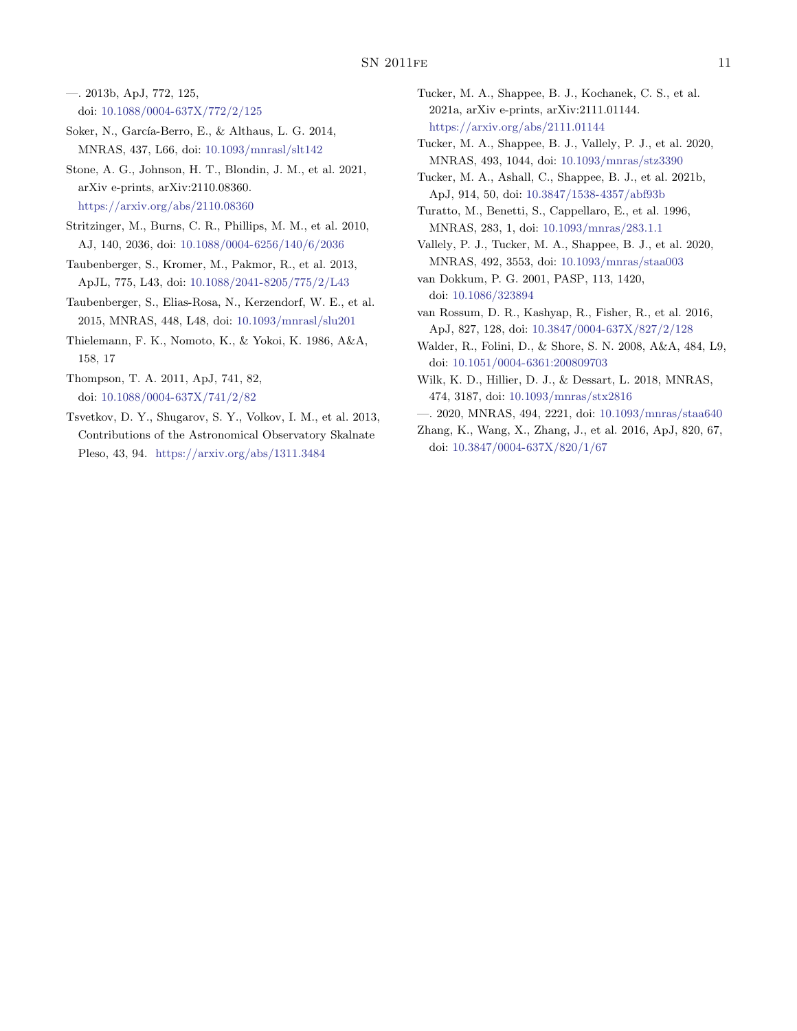—. 2013b, ApJ, 772, 125, doi: 10.1088/0004-637X/772/2/125

Soker, N., García-Berro, E., & Althaus, L. G. 2014, MNRAS, 437, L66, doi: 10.1093/mnrasl/slt142

Stone, A. G., Johnson, H. T., Blondin, J. M., et al. 2021, arXiv e-prints, arXiv:2110.08360. https://arxiv.org/abs/2110.08360

Stritzinger, M., Burns, C. R., Phillips, M. M., et al. 2010, AJ, 140, 2036, doi: 10.1088/0004-6256/140/6/2036

Taubenberger, S., Kromer, M., Pakmor, R., et al. 2013, ApJL, 775, L43, doi: 10.1088/2041-8205/775/2/L43

Taubenberger, S., Elias-Rosa, N., Kerzendorf, W. E., et al. 2015, MNRAS, 448, L48, doi: 10.1093/mnrasl/slu201

Thielemann, F. K., Nomoto, K., & Yokoi, K. 1986, A&A, 158, 17

Thompson, T. A. 2011, ApJ, 741, 82, doi: 10.1088/0004-637X/741/2/82

Tsvetkov, D. Y., Shugarov, S. Y., Volkov, I. M., et al. 2013, Contributions of the Astronomical Observatory Skalnate Pleso, 43, 94. https://arxiv.org/abs/1311.3484

Tucker, M. A., Shappee, B. J., Kochanek, C. S., et al. 2021a, arXiv e-prints, arXiv:2111.01144. https://arxiv.org/abs/2111.01144

Tucker, M. A., Shappee, B. J., Vallely, P. J., et al. 2020, MNRAS, 493, 1044, doi: 10.1093/mnras/stz3390

Tucker, M. A., Ashall, C., Shappee, B. J., et al. 2021b, ApJ, 914, 50, doi: 10.3847/1538-4357/abf93b

Turatto, M., Benetti, S., Cappellaro, E., et al. 1996, MNRAS, 283, 1, doi: 10.1093/mnras/283.1.1

Vallely, P. J., Tucker, M. A., Shappee, B. J., et al. 2020, MNRAS, 492, 3553, doi: 10.1093/mnras/staa003

van Dokkum, P. G. 2001, PASP, 113, 1420, doi: 10.1086/323894

van Rossum, D. R., Kashyap, R., Fisher, R., et al. 2016, ApJ, 827, 128, doi: 10.3847/0004-637X/827/2/128

Walder, R., Folini, D., & Shore, S. N. 2008, A&A, 484, L9, doi: 10.1051/0004-6361:200809703

Wilk, K. D., Hillier, D. J., & Dessart, L. 2018, MNRAS, 474, 3187, doi: 10.1093/mnras/stx2816

—. 2020, MNRAS, 494, 2221, doi: 10.1093/mnras/staa640

Zhang, K., Wang, X., Zhang, J., et al. 2016, ApJ, 820, 67, doi: 10.3847/0004-637X/820/1/67